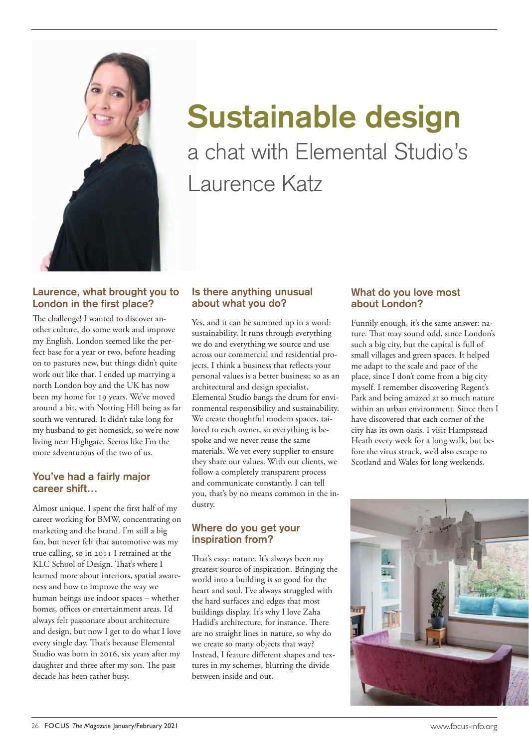# Sustainable design

## a chat with Elemental Studio's Laurence Katz

### Laurence, what brought you to London in the first place?

The challenge! I wanted to discover another culture, do some work and improve my English. London seemed like the perfect base for a year or two, before heading on to pastures new, but things didn't quite work out like that. I ended up marrying a north London boy and the UK has now been my home for 19 years. We've moved around a bit, with Notting Hill being as far south we ventured. It didn't take long for my husband to get homesick, so we're now living near Highgate. Seems like I'm the more adventurous of the two of us.

### You've had a fairly major career shift…

Almost unique. I spent the first half of my career working for BMW, concentrating on marketing and the brand. I'm still a big fan, but never felt that automotive was my true calling, so in 2011 I retrained at the KLC School of Design. That's where I learned more about interiors, spatial awareness and how to improve the way we human beings use indoor spaces – whether homes, offices or entertainment areas. I'd always felt passionate about architecture and design, but now I get to do what I love every single day. That's because Elemental Studio was born in 2016, six years after my daughter and three after my son. The past decade has been rather busy.

### Is there anything unusual about what you do?

Yes, and it can be summed up in a word: sustainability. It runs through everything we do and everything we source and use across our commercial and residential projects. I think a business that reflects your personal values is a better business; so as an architectural and design specialist, Elemental Studio bangs the drum for environmental responsibility and sustainability. We create thoughtful modern spaces, tailored to each owner, so everything is bespoke and we never reuse the same materials. We vet every supplier to ensure they share our values. With our clients, we follow a completely transparent process and communicate constantly. I can tell you, that's by no means common in the industry.

### Where do you get your inspiration from?

That's easy: nature. It's always been my greatest source of inspiration. Bringing the world into a building is so good for the heart and soul. I've always struggled with the hard surfaces and edges that most buildings display. It's why I love Zaha Hadid's architecture, for instance. There are no straight lines in nature, so why do we create so many objects that way? Instead, I feature different shapes and textures in my schemes, blurring the divide between inside and out.

### What do you love most about London?

Funnily enough, it's the same answer: nature. That may sound odd, since London's such a big city, but the capital is full of small villages and green spaces. It helped me adapt to the scale and pace of the place, since I don't come from a big city myself. I remember discovering Regent's Park and being amazed at so much nature within an urban environment. Since then I have discovered that each corner of the city has its own oasis. I visit Hampstead Heath every week for a long walk, but before the virus struck, we'd also escape to Scotland and Wales for long weekends.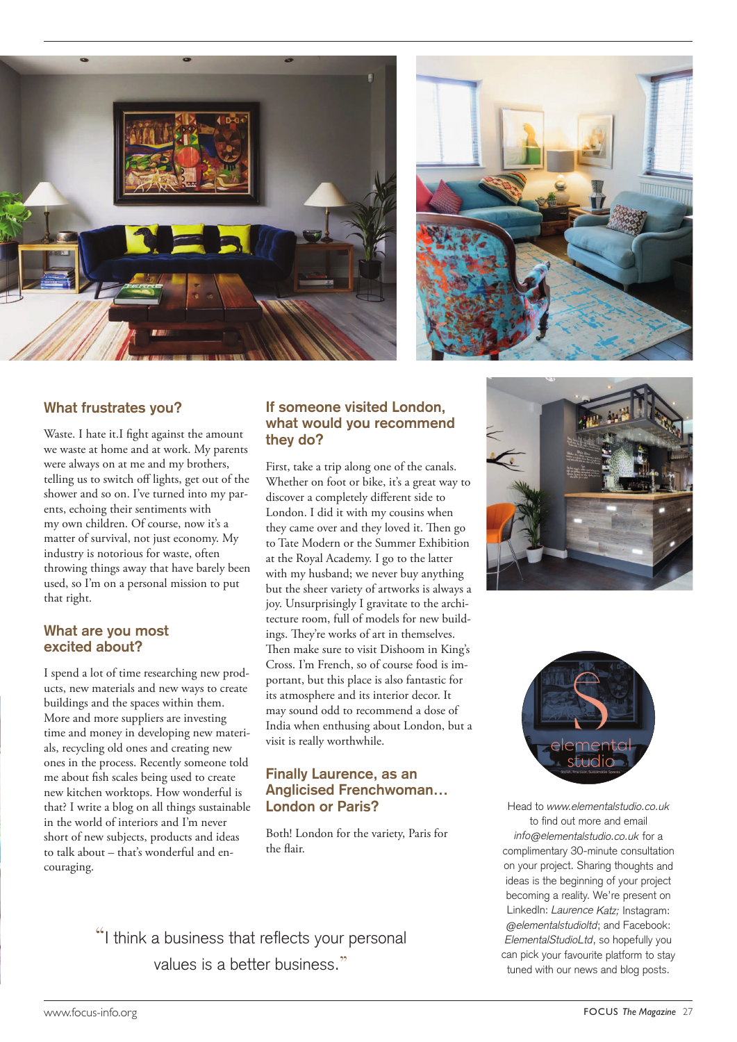## What frustrates you?

Waste. I hate it.I fight against the amount we waste at home and at work. My parents were always on at me and my brothers, telling us to switch off lights, get out of the shower and so on. I've turned into my parents, echoing their sentiments with my own children. Of course, now it's a matter of survival, not just economy. My industry is notorious for waste, often throwing things away that have barely been used, so I'm on a personal mission to put that right.

## What are you most excited about?

I spend a lot of time researching new products, new materials and new ways to create buildings and the spaces within them. More and more suppliers are investing time and money in developing new materials, recycling old ones and creating new ones in the process. Recently someone told me about fish scales being used to create new kitchen worktops. How wonderful is that? I write a blog on all things sustainable in the world of interiors and I'm never short of new subjects, products and ideas to talk about – that's wonderful and encouraging.

## If someone visited London, what would you recommend they do?

First, take a trip along one of the canals. Whether on foot or bike, it's a great way to discover a completely different side to London. I did it with my cousins when they came over and they loved it. Then go to Tate Modern or the Summer Exhibition at the Royal Academy. I go to the latter with my husband; we never buy anything but the sheer variety of artworks is always a joy. Unsurprisingly I gravitate to the architecture room, full of models for new buildings. They're works of art in themselves. Then make sure to visit Dishoom in King's Cross. I'm French, so of course food is important, but this place is also fantastic for its atmosphere and its interior decor. It may sound odd to recommend a dose of India when enthusing about London, but a visit is really worthwhile.

## Finally Laurence, as an Anglicised Frenchwoman… London or Paris?

Both! London for the variety, Paris for the flair.

> "I think a business that reflects your personal values is a better business."

elemental studio

Stylish, Practical, Sustainable Spaces

Head to *www.elementalstudio.co.uk* to find out more and email *info@elementalstudio.co.uk* for a complimentary 30-minute consultation on your project. Sharing thoughts and ideas is the beginning of your project becoming a reality. We're present on LinkedIn: *Laurence Katz;* Instagram: *@elementalstudioltd*; and Facebook: *ElementalStudioLtd*, so hopefully you can pick your favourite platform to stay tuned with our news and blog posts.